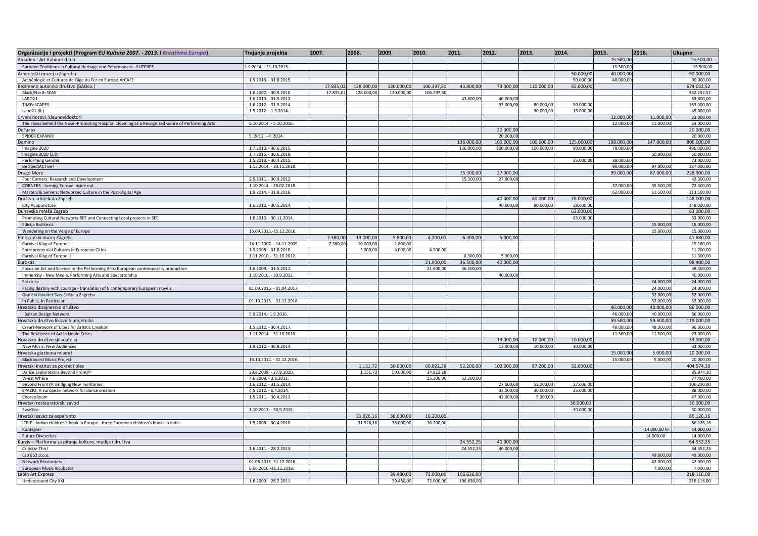| Organizacije i projekti (Program EU *Kultura 2007. - 2013.* i *Kreativna Europa*) | Trajanje projekta | 2007. | 2008. | 2009. | 2010. | 2011. | 2012. | 2013. | 2014. | 2015. | 2016. | Ukupno |
|---|---|---|---|---|---|---|---|---|---|---|---|---|
| Amadeo - Art Kabinet d.o.o. | | | | | | | | | | 15.500,00 | | 15.500,00 |
| Europen Traditions in Cultural Heritage and Peformances - EUTERPE | 1.9.2014. - 31.10.2015. | | | | | | | | | 15.500,00 | | 15.500,00 |
| Arheološki muzej u Zagrebu | | | | | | | | | 50.000,00 | 40.000,00 | | 90.000,00 |
| Archéologie et Cultures de l'âge du Fer en Europe-ArCAFE | 1.9.2013. - 31.8.2015. | | | | | | | | 50.000,00 | 40.000,00 | | 90.000,00 |
| Bezimeno autorsko društvo (BADco.) | | 17.835,02 | 128.000,00 | 130.000,00 | 106.397,50 | 43.800,00 | 73.000,00 | 110.000,00 | 65.000,00 | | | 674.032,52 |
| Black/North SEAS | 1.6.2007. - 30.9.2010. | 17.835,02 | 128.000,00 | 130.000,00 | 106.397,50 | | | | | | | 382.232,52 |
| LABO21 | 1.6.2010. - 31.5.2012. | | | | | 43.800,00 | 40.000,00 | | | | | 83.800,00 |
| TIMEeSCAPES | 1.6.2012. - 31.5.2014. | | | | | | 33.000,00 | 80.000,00 | 50.000,00 | | | 163.000,00 |
| Labo21 (II.) | 1.5.2012. - 1.3.2014. | | | | | | | 30.000,00 | 15.000,00 | | | 45.000,00 |
| Crveni nosovi, klaunovidoktori | | | | | | | | | | 12.000,00 | 11.000,00 | 23.000,00 |
| The Faces Behind the Nose -Promoting Hospital Clowning as a Recognized Genre of Performing Arts | 6.10.2014. - 5.10.2016. | | | | | | | | | 12.000,00 | 11.000,00 | 23.000,00 |
| DeFacto | | | | | | | 20.000,00 | | | | | 20.000,00 |
| SPIDER EXPAND! | 5. 2012. - 4. 2014. | | | | | | 20.000,00 | | | | | 20.000,00 |
| Domino | | | | | | 136.000,00 | 100.000,00 | 100.000,00 | 125.000,00 | 198.000,00 | 147.000,00 | 806.000,00 |
| Imagine 2020 | 1.7.2010. - 30.6.2015. | | | | | 136.000,00 | 100.000,00 | 100.000,00 | 90.000,00 | 70.000,00 | | 496.000,00 |
| Imagine 2020 (2.0) | 1.7.2015. - 30.6.2019. | | | | | | | | | | 50.000,00 | 50.000,00 |
| Performing Gender | 1.5.2013. - 30.4.2015. | | | | | | | | 35.000,00 | 38.000,00 | | 73.000,00 |
| Be SpectACTive! | 1.12.2014. - 30.11.2018. | | | | | | | | | 90.000,00 | 97.000,00 | 187.000,00 |
| Drugo More | | | | | | 15.300,00 | 27.000,00 | | | 99.000,00 | 87.000,00 | 228.300,00 |
| Four Corners: Research and Development | 2.5.2011. - 30.9.2012. | | | | | 15.300,00 | 27.000,00 | | | | | 42.300,00 |
| CORNERS - turning Europe inside out | 1.10.2014. - 28.02.2018. | | | | | | | | | 37.000,00 | 35.500,00 | 72.500,00 |
| Masters & Servers: Networked Culture in the Post-Digital Age | 1.9.2014. - 31.8.2016. | | | | | | | | | 62.000,00 | 51.500,00 | 113.500,00 |
| Društvo arhitekata Zagreb | | | | | | | 40.000,00 | 80.000,00 | 28.000,00 | | | 148.000,00 |
| City Acupuncture | 1.6.2012. - 30.5.2014. | | | | | | 40.000,00 | 80.000,00 | 28.000,00 | | | 148.000,00 |
| Dunavska mreža Zagreb | | | | | | | | | 63.000,00 | | | 63.000,00 |
| Promoting Cultural Networks SEE and Connecting Local projects in SEE | 1.6.2013. - 30.11.2014. | | | | | | | | 63.000,00 | | | 63.000,00 |
| Edicija Božičević | | | | | | | | | | | 15.000,00 | 15.000,00 |
| Wandering on the Verge of Europe | 15.09.2015.-15.12.2016. | | | | | | | | | | 15.000,00 | 15.000,00 |
| Etnografski muzej Zagreb | | 7.380,00 | 13.000,00 | 5.800,00 | 4.200,00 | 6.300,00 | 5.000,00 | | | | | 41.680,00 |
| Carnival King of Europe I | 14.11.2007. - 14.11.2009. | 7.380,00 | 10.000,00 | 1.800,00 | | | | | | | | 19.180,00 |
| Entrepreneurial Cultures in European Cities | 1.9.2008. - 31.8.2010. | | 3.000,00 | 4.000,00 | 4.200,00 | | | | | | | 11.200,00 |
| Carnival King of Europe II | 1.11.2010. - 31.10.2012. | | | | | 6.300,00 | 5.000,00 | | | | | 11.300,00 |
| Eurokaz | | | | | 21.900,00 | 36.500,00 | 40.000,00 | | | | | 98.400,00 |
| Focus on Art and Science in the Performing Arts: European contemporary production | 1.6.2009. - 31.5.2011. | | | | 21.900,00 | 36.500,00 | | | | | | 58.400,00 |
| Immercity - New Media, Performing Arts and Spectatorship | 1.10.2010. - 30.9.2012. | | | | | | 40.000,00 | | | | | 40.000,00 |
| Fraktura | | | | | | | | | | | 24.000,00 | 24.000,00 |
| Facing destiny with courage - translation of 6 contemporary European novels | 01.09.2015. - 01.04.2017. | | | | | | | | | | 24.000,00 | 24.000,00 |
| Grafički fakultet Sveučilišta u Zagrebu | | | | | | | | | | | 52.000,00 | 52.000,00 |
| In Public, In Particular | 01.10.2015. - 31.12.2018. | | | | | | | | | | 52.000,00 | 52.000,00 |
| Hrvatsko dizajnersko društvo | | | | | | | | | | 46.000,00 | 40.000,00 | 86.000,00 |
| Balkan Design Network | 5.9.2014.- 1.9.2016. | | | | | | | | | 46.000,00 | 40.000,00 | 86.000,00 |
| Hrvatsko društvo likovnih umjetnika | | | | | | | | | | 59.500,00 | 59.500,00 | 119.000,00 |
| Creart-Network of Cities for Artistic Creation | 1.5.2012. - 30.4.2017. | | | | | | | | | 48.000,00 | 48.000,00 | 96.000,00 |
| The Resilience of Art in Liquid Crises | 1.11.2014. - 31.10.2016. | | | | | | | | | 11.500,00 | 11.500,00 | 23.000,00 |
| Hrvatsko društvo skladatelja | | | | | | | 13.000,00 | 10.000,00 | 10.000,00 | | | 33.000,00 |
| New Music: New Audiences | 1.9.2012. - 30.8.2014. | | | | | | 13.000,00 | 10.000,00 | 10.000,00 | | | 33.000,00 |
| Hrvatska glazbena mladež | | | | | | | | | | 15.000,00 | 5.000,00 | 20.000,00 |
| Blackboard Music Project | 16.10.2014. - 31.12.2016. | | | | | | | | | 15.000,00 | 5.000,00 | 20.000,00 |
| Hrvatski institut za pokret i ples | | | 1.151,72 | 50.000,00 | 60.022,38 | 52.200,00 | 102.000,00 | 87.200,00 | 52.000,00 | | | 404.574,10 |
| Dance Explorations Beyond Front@ | 28.8.2008. - 27.8.2010. | | 1.151,72 | 50.000,00 | 34.822,38 | | | | | | | 85.974,10 |
| W-est Where | 4.6.2009. - 3.6.2011. | | | | 25.200,00 | 52.200,00 | | | | | | 77.400,00 |
| Beyond Front@: Bridging New Territories | 1.6.2012. - 31.5.2014. | | | | | | 27.000,00 | 52.200,00 | 27.000,00 | | | 106.200,00 |
| SPAZIO: A European network for dance creation | 4.5.2012. - 6.4.2014. | | | | | | 33.000,00 | 30.000,00 | 25.000,00 | | | 88.000,00 |
| ChoreoRoam | 1.5.2011. - 30.4.2013. | | | | | | 42.000,00 | 5.000,00 | | | | 47.000,00 |
| Hrvatski restauratorski zavod | | | | | | | | | 30.000,00 | | | 30.000,00 |
| EwaGlos | 1.10.2013. - 30.9.2015. | | | | | | | | 30.000,00 | | | 30.000,00 |
| Hrvatski savez za esperanto | | | 31.926,16 | 38.000,00 | 16.200,00 | | | | | | | 86.126,16 |
| ICBIE - Indian children's book in Europe - three European children's books in India | 1.5.2008. - 30.4.2010. | | 31.926,16 | 38.000,00 | 16.200,00 | | | | | | | 86.126,16 |
| Kontejner | | | | | | | | | | | 14.000,00 kn | 14.000,00 |
| Future Divercities | | | | | | | | | | | 14.000,00 | 14.000,00 |
| Kurziv – Platforma za pitanja kulture, medija i društva | | | | | | 24.552,25 | 40.000,00 | | | | | 64.552,25 |
| Criticize This! | 1.6.2011. - 28.2.2013. | | | | | 24.552,25 | 40.000,00 | | | | | 64.552,25 |
| Lab 852 d.o.o. | | | | | | | | | | | 49.000,00 | 49.000,00 |
| Network Encounters | 01.05.2015.-31.12.2016. | | | | | | | | | | 42.000,00 | 42.000,00 |
| European Music incubator | 6.06.2016.-31.12.2018. | | | | | | | | | | 7.000,00 | 7.000,00 |
| Labin Art Express | | | | 39.480,00 | 72.000,00 | 106.636,00 | | | | | | 218.116,00 |
| Underground City XXI | 1.6.2009. - 28.2.2011. | | | 39.480,00 | 72.000,00 | 106.636,00 | | | | | | 218.116,00 |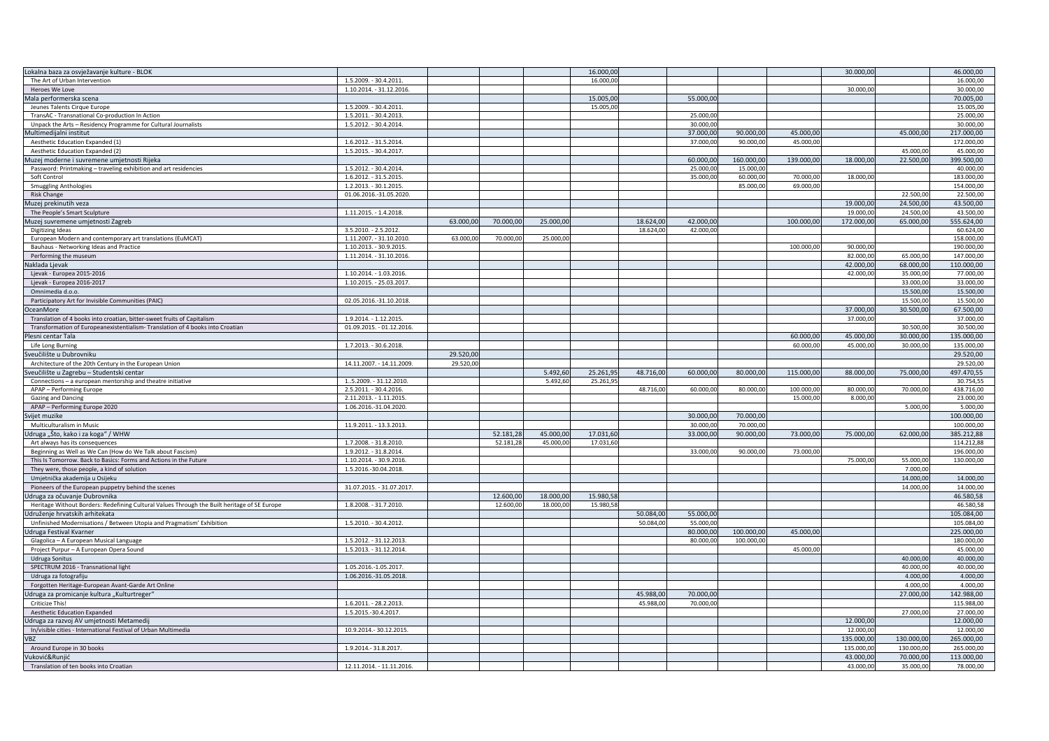| | | | | | | | | | | | | |
|---|---|---|---|---|---|---|---|---|---|---|---|---|
| Lokalna baza za osvježavanje kulture - BLOK | | | | | 16.000,00 | | | | | 30.000,00 | | 46.000,00 |
| The Art of Urban Intervention | 1.5.2009. - 30.4.2011. | | | | 16.000,00 | | | | | | | 16.000,00 |
| Heroes We Love | 1.10.2014. - 31.12.2016. | | | | | | | | | 30.000,00 | | 30.000,00 |
| Mala performerska scena | | | | | 15.005,00 | | 55.000,00 | | | | | 70.005,00 |
| Jeunes Talents Cirque Europe | 1.5.2009. - 30.4.2011. | | | | 15.005,00 | | | | | | | 15.005,00 |
| TransAC - Transnational Co-production In Action | 1.5.2011. - 30.4.2013. | | | | | | 25.000,00 | | | | | 25.000,00 |
| Unpack the Arts – Residency Programme for Cultural Journalists | 1.5.2012. - 30.4.2014. | | | | | | 30.000,00 | | | | | 30.000,00 |
| Multimedijalni institut | | | | | | | 37.000,00 | 90.000,00 | 45.000,00 | | 45.000,00 | 217.000,00 |
| Aesthetic Education Expanded (1) | 1.6.2012. - 31.5.2014. | | | | | | 37.000,00 | 90.000,00 | 45.000,00 | | | 172.000,00 |
| Aesthetic Education Expanded (2) | 1.5.2015. - 30.4.2017. | | | | | | | | | | 45.000,00 | 45.000,00 |
| Muzej moderne i suvremene umjetnosti Rijeka | | | | | | | 60.000,00 | 160.000,00 | 139.000,00 | 18.000,00 | 22.500,00 | 399.500,00 |
| Password: Printmaking – traveling exhibition and art residencies | 1.5.2012. - 30.4.2014. | | | | | | 25.000,00 | 15.000,00 | | | | 40.000,00 |
| Soft Control | 1.6.2012. - 31.5.2015. | | | | | | 35.000,00 | 60.000,00 | 70.000,00 | 18.000,00 | | 183.000,00 |
| Smuggling Anthologies | 1.2.2013. - 30.1.2015. | | | | | | | 85.000,00 | 69.000,00 | | | 154.000,00 |
| Risk Change | 01.06.2016.-31.05.2020. | | | | | | | | | | 22.500,00 | 22.500,00 |
| Muzej prekinutih veza | | | | | | | | | | 19.000,00 | 24.500,00 | 43.500,00 |
| The People's Smart Sculpture | 1.11.2015. - 1.4.2018. | | | | | | | | | 19.000,00 | 24.500,00 | 43.500,00 |
| Muzej suvremene umjetnosti Zagreb | | 63.000,00 | 70.000,00 | 25.000,00 | | 18.624,00 | 42.000,00 | | 100.000,00 | 172.000,00 | 65.000,00 | 555.624,00 |
| Digitizing Ideas | 3.5.2010. - 2.5.2012. | | | | | 18.624,00 | 42.000,00 | | | | | 60.624,00 |
| European Modern and contemporary art translations (EuMCAT) | 1.11.2007. - 31.10.2010. | 63.000,00 | 70.000,00 | 25.000,00 | | | | | | | | 158.000,00 |
| Bauhaus - Networking Ideas and Practice | 1.10.2013. - 30.9.2015. | | | | | | | | 100.000,00 | 90.000,00 | | 190.000,00 |
| Performing the museum | 1.11.2014. - 31.10.2016. | | | | | | | | | 82.000,00 | 65.000,00 | 147.000,00 |
| Naklada Ljevak | | | | | | | | | | 42.000,00 | 68.000,00 | 110.000,00 |
| Ljevak - Europea 2015-2016 | 1.10.2014. - 1.03.2016. | | | | | | | | | 42.000,00 | 35.000,00 | 77.000,00 |
| Ljevak - Europea 2016-2017 | 1.10.2015. - 25.03.2017. | | | | | | | | | | 33.000,00 | 33.000,00 |
| Omnimedia d.o.o. | | | | | | | | | | | 15.500,00 | 15.500,00 |
| Participatory Art for Invisible Communities (PAIC) | 02.05.2016.-31.10.2018. | | | | | | | | | | 15.500,00 | 15.500,00 |
| OceanMore | | | | | | | | | | 37.000,00 | 30.500,00 | 67.500,00 |
| Translation of 4 books into croatian, bitter-sweet fruits of Capitalism | 1.9.2014. - 1.12.2015. | | | | | | | | | 37.000,00 | | 37.000,00 |
| Transformation of Europeanexistentialism- Translation of 4 books into Croatian | 01.09.2015. - 01.12.2016. | | | | | | | | | | 30.500,00 | 30.500,00 |
| Plesni centar Tala | | | | | | | | | 60.000,00 | 45.000,00 | 30.000,00 | 135.000,00 |
| Life Long Burning | 1.7.2013. - 30.6.2018. | | | | | | | | 60.000,00 | 45.000,00 | 30.000,00 | 135.000,00 |
| Sveučilište u Dubrovniku | | 29.520,00 | | | | | | | | | | 29.520,00 |
| Architecture of the 20th Century in the European Union | 14.11.2007. - 14.11.2009. | 29.520,00 | | | | | | | | | | 29.520,00 |
| Sveučilište u Zagrebu – Studentski centar | | | | 5.492,60 | 25.261,95 | 48.716,00 | 60.000,00 | 80.000,00 | 115.000,00 | 88.000,00 | 75.000,00 | 497.470,55 |
| Connections – a european mentorship and theatre initiative | 1..5.2009. - 31.12.2010. | | | 5.492,60 | 25.261,95 | | | | | | | 30.754,55 |
| APAP – Performing Europe | 2.5.2011. - 30.4.2016. | | | | | 48.716,00 | 60.000,00 | 80.000,00 | 100.000,00 | 80.000,00 | 70.000,00 | 438.716,00 |
| Gazing and Dancing | 2.11.2013. - 1.11.2015. | | | | | | | | 15.000,00 | 8.000,00 | | 23.000,00 |
| APAP – Performing Europe 2020 | 1.06.2016.-31.04.2020. | | | | | | | | | | 5.000,00 | 5.000,00 |
| Svijet muzike | | | | | | | 30.000,00 | 70.000,00 | | | | 100.000,00 |
| Multiculturalism in Music | 11.9.2011. - 13.3.2013. | | | | | | 30.000,00 | 70.000,00 | | | | 100.000,00 |
| Udruga „Što, kako i za koga" / WHW | | | 52.181,28 | 45.000,00 | 17.031,60 | | 33.000,00 | 90.000,00 | 73.000,00 | 75.000,00 | 62.000,00 | 385.212,88 |
| Art always has its consequences | 1.7.2008. - 31.8.2010. | | 52.181,28 | 45.000,00 | 17.031,60 | | | | | | | 114.212,88 |
| Beginning as Well as We Can (How do We Talk about Fascism) | 1.9.2012. - 31.8.2014. | | | | | | 33.000,00 | 90.000,00 | 73.000,00 | | | 196.000,00 |
| This Is Tomorrow. Back to Basics: Forms and Actions in the Future | 1.10.2014. - 30.9.2016. | | | | | | | | | 75.000,00 | 55.000,00 | 130.000,00 |
| They were, those people, a kind of solution | 1.5.2016.-30.04.2018. | | | | | | | | | | 7.000,00 | |
| Umjetnička akademija u Osijeku | | | | | | | | | | | 14.000,00 | 14.000,00 |
| Pioneers of the European puppetry behind the scenes | 31.07.2015. - 31.07.2017. | | | | | | | | | | 14.000,00 | 14.000,00 |
| Udruga za očuvanje Dubrovnika | | | 12.600,00 | 18.000,00 | 15.980,58 | | | | | | | 46.580,58 |
| Heritage Without Borders: Redefining Cultural Values Through the Built heritage of SE Europe | 1.8.2008. - 31.7.2010. | | 12.600,00 | 18.000,00 | 15.980,58 | | | | | | | 46.580,58 |
| Udruženje hrvatskih arhitekata | | | | | | 50.084,00 | 55.000,00 | | | | | 105.084,00 |
| Unfinished Modernisations / Between Utopia and Pragmatism' Exhibition | 1.5.2010. - 30.4.2012. | | | | | 50.084,00 | 55.000,00 | | | | | 105.084,00 |
| Udruga Festival Kvarner | | | | | | | 80.000,00 | 100.000,00 | 45.000,00 | | | 225.000,00 |
| Glagolica – A European Musical Language | 1.5.2012. - 31.12.2013. | | | | | | 80.000,00 | 100.000,00 | | | | 180.000,00 |
| Project Purpur – A European Opera Sound | 1.5.2013. - 31.12.2014. | | | | | | | | 45.000,00 | | | 45.000,00 |
| Udruga Sonitus | | | | | | | | | | | 40.000,00 | 40.000,00 |
| SPECTRUM 2016 - Transnational light | 1.05.2016.-1.05.2017. | | | | | | | | | | 40.000,00 | 40.000,00 |
| Udruga za fotografiju | 1.06.2016.-31.05.2018. | | | | | | | | | | 4.000,00 | 4.000,00 |
| Forgotten Heritage-European Avant-Garde Art Online | | | | | | | | | | | 4.000,00 | 4.000,00 |
| Udruga za promicanje kultura „Kulturtreger" | | | | | | 45.988,00 | 70.000,00 | | | | 27.000,00 | 142.988,00 |
| Criticize This! | 1.6.2011. - 28.2.2013. | | | | | 45.988,00 | 70.000,00 | | | | | 115.988,00 |
| Aesthetic Education Expanded | 1.5.2015.-30.4.2017. | | | | | | | | | | 27.000,00 | 27.000,00 |
| Udruga za razvoj AV umjetnosti Metamedij | | | | | | | | | | 12.000,00 | | 12.000,00 |
| In/visible cities - International Festival of Urban Multimedia | 10.9.2014.- 30.12.2015. | | | | | | | | | 12.000,00 | | 12.000,00 |
| VBZ | | | | | | | | | | 135.000,00 | 130.000,00 | 265.000,00 |
| Around Europe in 30 books | 1.9.2014.- 31.8.2017. | | | | | | | | | 135.000,00 | 130.000,00 | 265.000,00 |
| Vuković&Runjić | | | | | | | | | | 43.000,00 | 70.000,00 | 113.000,00 |
| Translation of ten books into Croatian | 12.11.2014. - 11.11.2016. | | | | | | | | | 43.000,00 | 35.000,00 | 78.000,00 |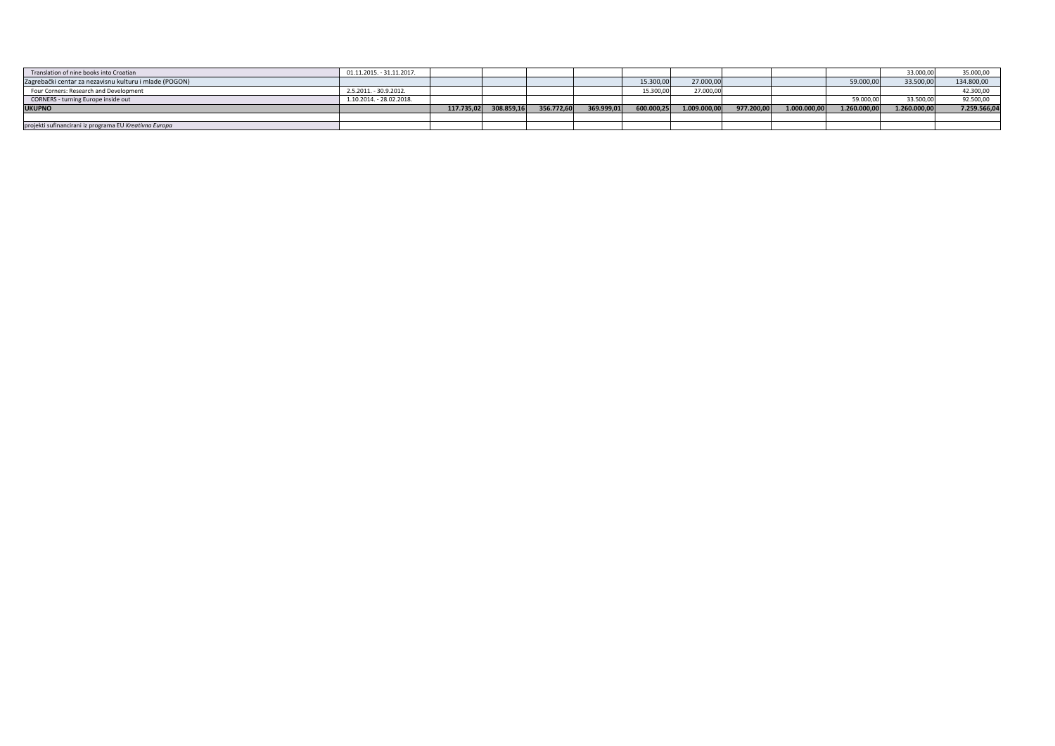| | | | | | | | | | | | | |
|---|---|---|---|---|---|---|---|---|---|---|---|---|
| Translation of nine books into Croatian | 01.11.2015. - 31.11.2017. | | | | | | | | | | 33.000,00 | 35.000,00 |
| Zagrebački centar za nezavisnu kulturu i mlade (POGON) | | | | | | 15.300,00 | 27.000,00 | | | 59.000,00 | 33.500,00 | 134.800,00 |
| Four Corners: Research and Development | 2.5.2011. - 30.9.2012. | | | | | 15.300,00 | 27.000,00 | | | | | 42.300,00 |
| CORNERS - turning Europe inside out | 1.10.2014. - 28.02.2018. | | | | | | | | | 59.000,00 | 33.500,00 | 92.500,00 |
| **UKUPNO** | | **117.735,02** | **308.859,16** | **356.772,60** | **369.999,01** | **600.000,25** | **1.009.000,00** | **977.200,00** | **1.000.000,00** | **1.260.000,00** | **1.260.000,00** | **7.259.566,04** |
| | | | | | | | | | | | | |
| projekti sufinancirani iz programa EU *Kreativna Europa* | | | | | | | | | | | | |